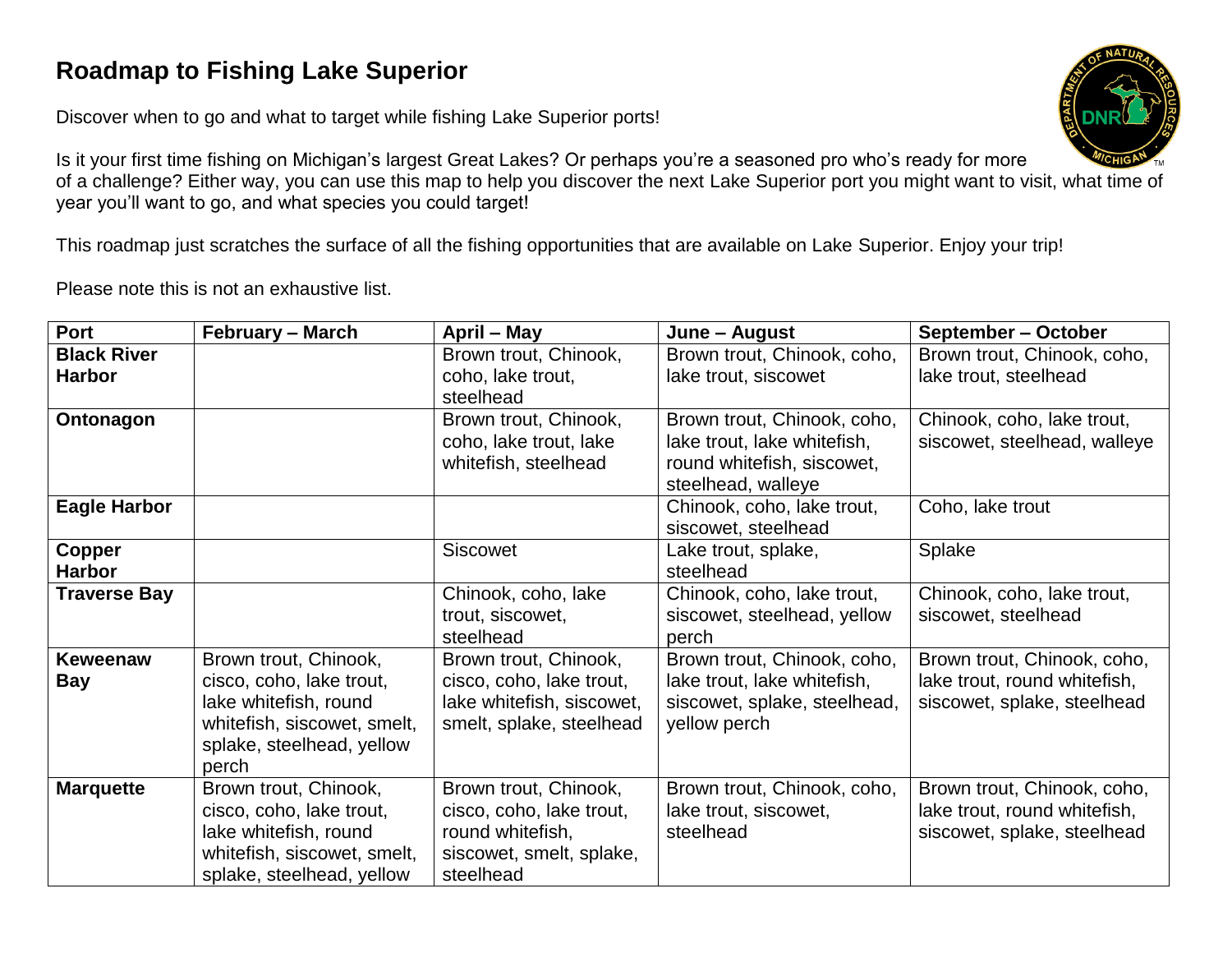# Roadmap to Fishing Lake Superior

Discover when to go and what to target while fishing Lake Superior ports!

Is it your first time fishing on Michigan's largest Great Lakes? Or perhaps you're a seasoned pro who's ready for more of a challenge? Either way, you can use this map to help you discover the next Lake Superior port you might want to visit, what time of year you'll want to go, and what species you could target!

This roadmap just scratches the surface of all the fishing opportunities that are available on Lake Superior. Enjoy your trip!

Please note this is not an exhaustive list.

| Port | February – March | April – May | June – August | September – October |
|---|---|---|---|---|
| **Black River Harbor** | | Brown trout, Chinook, coho, lake trout, steelhead | Brown trout, Chinook, coho, lake trout, siscowet | Brown trout, Chinook, coho, lake trout, steelhead |
| **Ontonagon** | | Brown trout, Chinook, coho, lake trout, lake whitefish, steelhead | Brown trout, Chinook, coho, lake trout, lake whitefish, round whitefish, siscowet, steelhead, walleye | Chinook, coho, lake trout, siscowet, steelhead, walleye |
| **Eagle Harbor** | | | Chinook, coho, lake trout, siscowet, steelhead | Coho, lake trout |
| **Copper Harbor** | | Siscowet | Lake trout, splake, steelhead | Splake |
| **Traverse Bay** | | Chinook, coho, lake trout, siscowet, steelhead | Chinook, coho, lake trout, siscowet, steelhead, yellow perch | Chinook, coho, lake trout, siscowet, steelhead |
| **Keweenaw Bay** | Brown trout, Chinook, cisco, coho, lake trout, lake whitefish, round whitefish, siscowet, smelt, splake, steelhead, yellow perch | Brown trout, Chinook, cisco, coho, lake trout, lake whitefish, siscowet, smelt, splake, steelhead | Brown trout, Chinook, coho, lake trout, lake whitefish, siscowet, splake, steelhead, yellow perch | Brown trout, Chinook, coho, lake trout, round whitefish, siscowet, splake, steelhead |
| **Marquette** | Brown trout, Chinook, cisco, coho, lake trout, lake whitefish, round whitefish, siscowet, smelt, splake, steelhead, yellow | Brown trout, Chinook, cisco, coho, lake trout, round whitefish, siscowet, smelt, splake, steelhead | Brown trout, Chinook, coho, lake trout, siscowet, steelhead | Brown trout, Chinook, coho, lake trout, round whitefish, siscowet, splake, steelhead |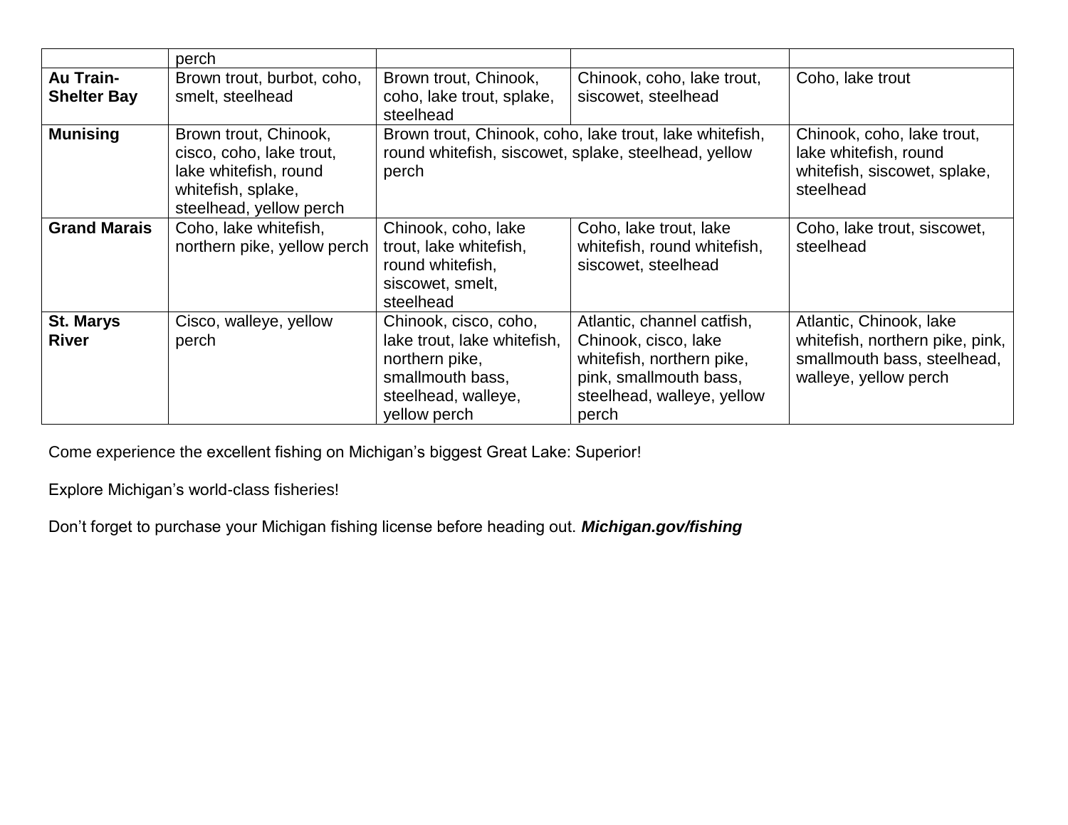| | | | | |
|---|---|---|---|---|
| | perch | | | |
| **Au Train-Shelter Bay** | Brown trout, burbot, coho, smelt, steelhead | Brown trout, Chinook, coho, lake trout, splake, steelhead | Chinook, coho, lake trout, siscowet, steelhead | Coho, lake trout |
| **Munising** | Brown trout, Chinook, cisco, coho, lake trout, lake whitefish, round whitefish, splake, steelhead, yellow perch | Brown trout, Chinook, coho, lake trout, lake whitefish, round whitefish, siscowet, splake, steelhead, yellow perch | | Chinook, coho, lake trout, lake whitefish, round whitefish, siscowet, splake, steelhead |
| **Grand Marais** | Coho, lake whitefish, northern pike, yellow perch | Chinook, coho, lake trout, lake whitefish, round whitefish, siscowet, smelt, steelhead | Coho, lake trout, lake whitefish, round whitefish, siscowet, steelhead | Coho, lake trout, siscowet, steelhead |
| **St. Marys River** | Cisco, walleye, yellow perch | Chinook, cisco, coho, lake trout, lake whitefish, northern pike, smallmouth bass, steelhead, walleye, yellow perch | Atlantic, channel catfish, Chinook, cisco, lake whitefish, northern pike, pink, smallmouth bass, steelhead, walleye, yellow perch | Atlantic, Chinook, lake whitefish, northern pike, pink, smallmouth bass, steelhead, walleye, yellow perch |

Come experience the excellent fishing on Michigan's biggest Great Lake: Superior!

Explore Michigan's world-class fisheries!

Don't forget to purchase your Michigan fishing license before heading out. ***Michigan.gov/fishing***